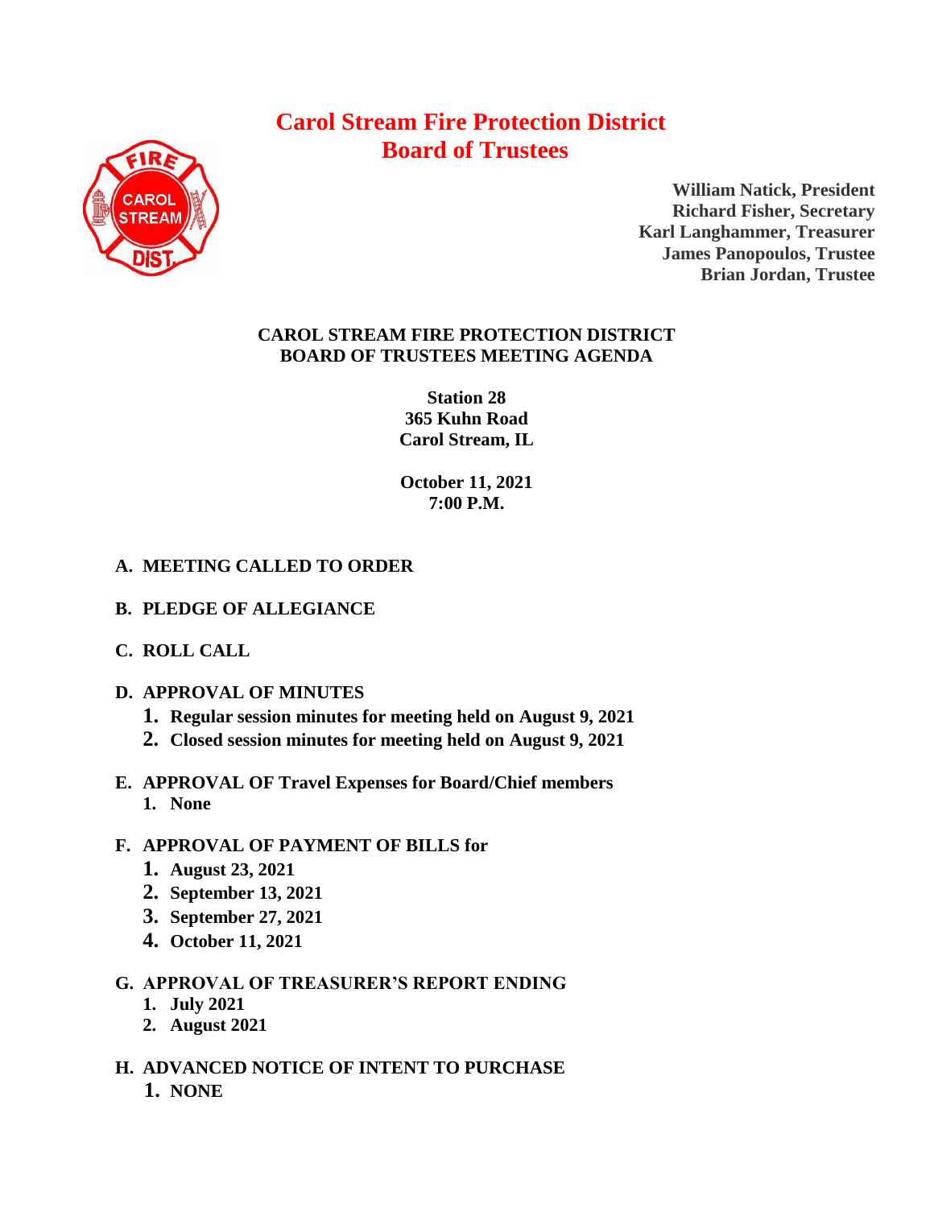# Carol Stream Fire Protection District
# Board of Trustees

**William Natick, President**
**Richard Fisher, Secretary**
**Karl Langhammer, Treasurer**
**James Panopoulos, Trustee**
**Brian Jordan, Trustee**

## CAROL STREAM FIRE PROTECTION DISTRICT
## BOARD OF TRUSTEES MEETING AGENDA

**Station 28**
**365 Kuhn Road**
**Carol Stream, IL**

**October 11, 2021**
**7:00 P.M.**

**A. MEETING CALLED TO ORDER**

**B. PLEDGE OF ALLEGIANCE**

**C. ROLL CALL**

**D. APPROVAL OF MINUTES**

1. **Regular session minutes for meeting held on August 9, 2021**
2. **Closed session minutes for meeting held on August 9, 2021**

**E. APPROVAL OF Travel Expenses for Board/Chief members**

1. **None**

**F. APPROVAL OF PAYMENT OF BILLS for**

1. **August 23, 2021**
2. **September 13, 2021**
3. **September 27, 2021**
4. **October 11, 2021**

**G. APPROVAL OF TREASURER'S REPORT ENDING**

1. **July 2021**
2. **August 2021**

**H. ADVANCED NOTICE OF INTENT TO PURCHASE**

1. **NONE**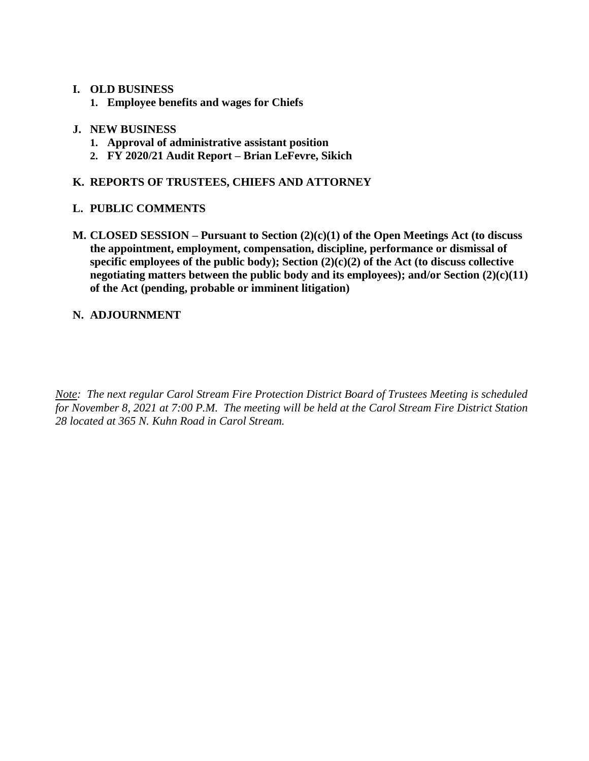**I. OLD BUSINESS**

1. **Employee benefits and wages for Chiefs**

**J. NEW BUSINESS**

1. **Approval of administrative assistant position**
2. **FY 2020/21 Audit Report – Brian LeFevre, Sikich**

**K. REPORTS OF TRUSTEES, CHIEFS AND ATTORNEY**

**L. PUBLIC COMMENTS**

**M. CLOSED SESSION – Pursuant to Section (2)(c)(1) of the Open Meetings Act (to discuss the appointment, employment, compensation, discipline, performance or dismissal of specific employees of the public body); Section (2)(c)(2) of the Act (to discuss collective negotiating matters between the public body and its employees); and/or Section (2)(c)(11) of the Act (pending, probable or imminent litigation)**

**N. ADJOURNMENT**

*Note: The next regular Carol Stream Fire Protection District Board of Trustees Meeting is scheduled for November 8, 2021 at 7:00 P.M. The meeting will be held at the Carol Stream Fire District Station 28 located at 365 N. Kuhn Road in Carol Stream.*